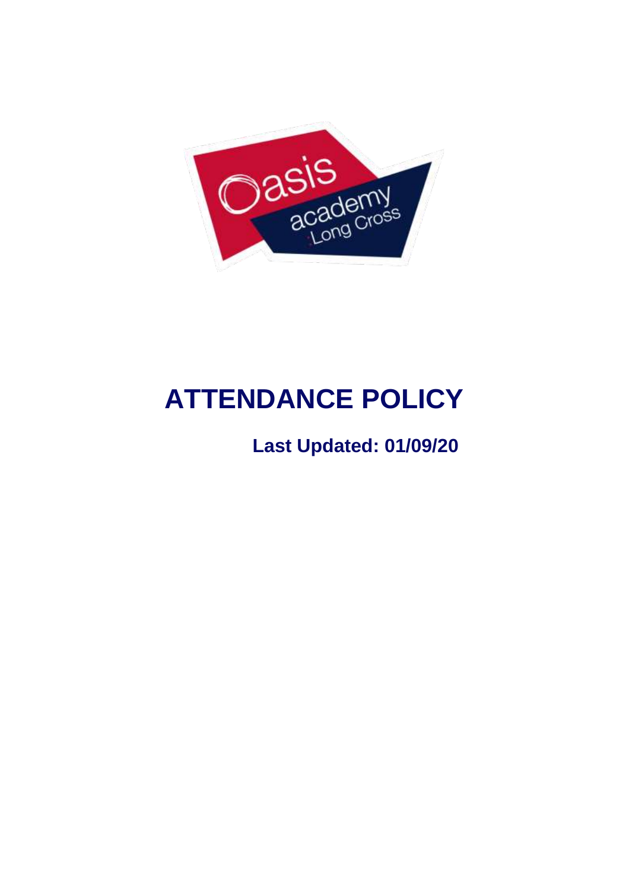# ATTENDANCE POLICY

**Last Updated: 01/09/20**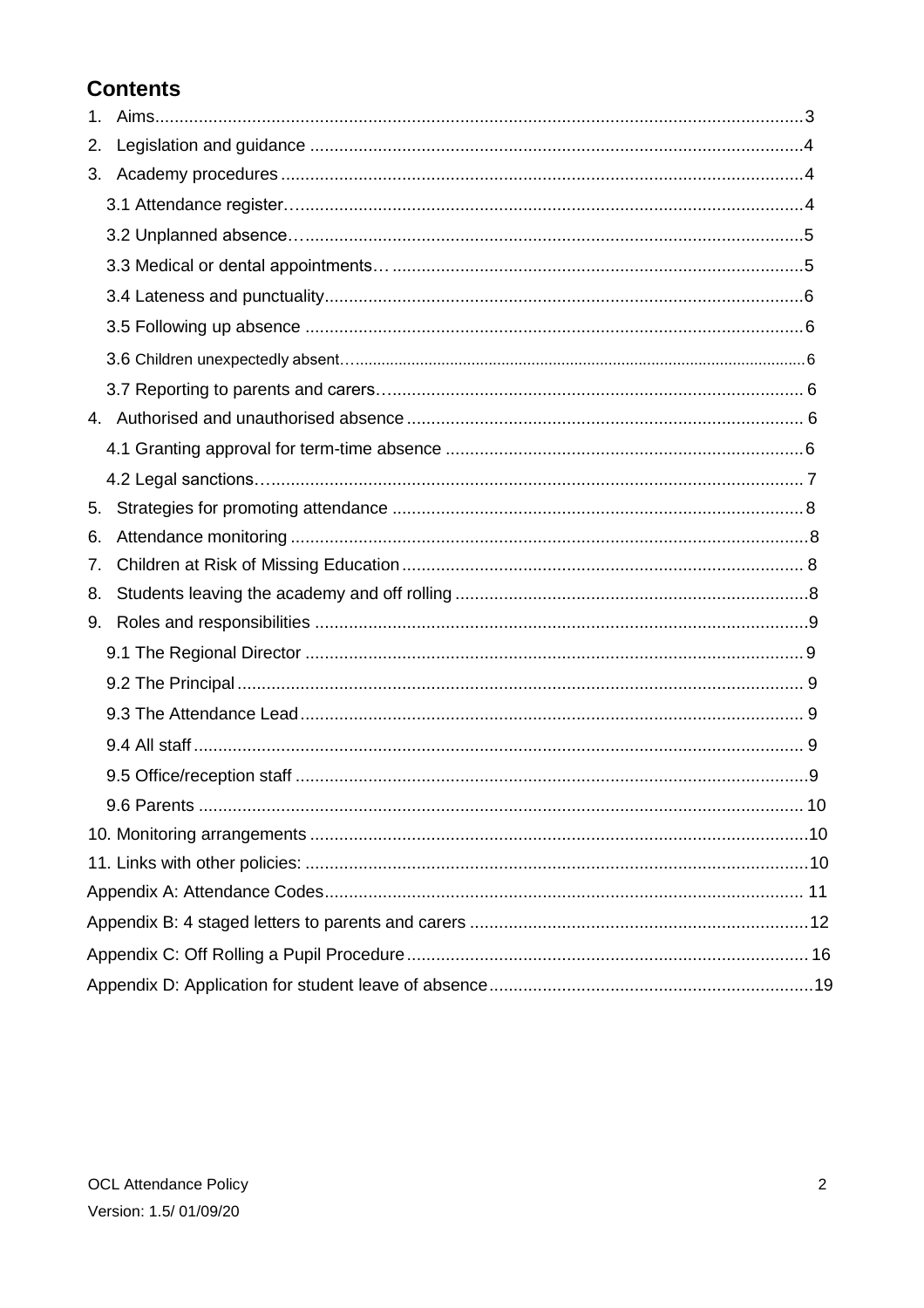## Contents

1. Aims.....3
2. Legislation and guidance.....4
3. Academy procedures.....4
   - 3.1 Attendance register.....4
   - 3.2 Unplanned absence.....5
   - 3.3 Medical or dental appointments.....5
   - 3.4 Lateness and punctuality.....6
   - 3.5 Following up absence.....6
   - 3.6 Children unexpectedly absent.....6
   - 3.7 Reporting to parents and carers.....6
4. Authorised and unauthorised absence.....6
   - 4.1 Granting approval for term-time absence.....6
   - 4.2 Legal sanctions.....7
5. Strategies for promoting attendance.....8
6. Attendance monitoring.....8
7. Children at Risk of Missing Education.....8
8. Students leaving the academy and off rolling.....8
9. Roles and responsibilities.....9
   - 9.1 The Regional Director.....9
   - 9.2 The Principal.....9
   - 9.3 The Attendance Lead.....9
   - 9.4 All staff.....9
   - 9.5 Office/reception staff.....9
   - 9.6 Parents.....10
10. Monitoring arrangements.....10
11. Links with other policies:.....10

Appendix A: Attendance Codes.....11

Appendix B: 4 staged letters to parents and carers.....12

Appendix C: Off Rolling a Pupil Procedure.....16

Appendix D: Application for student leave of absence.....19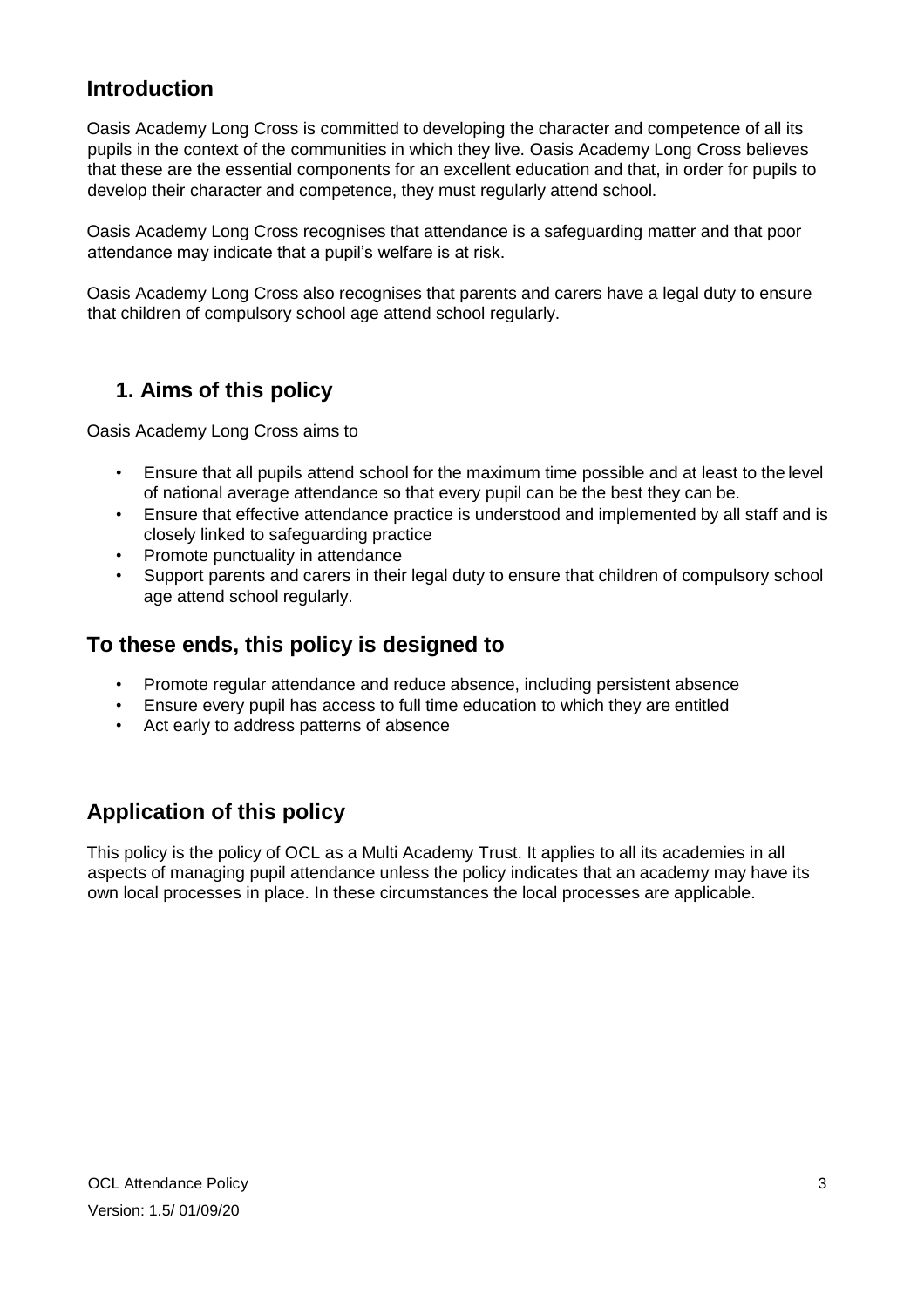## Introduction

Oasis Academy Long Cross is committed to developing the character and competence of all its pupils in the context of the communities in which they live. Oasis Academy Long Cross believes that these are the essential components for an excellent education and that, in order for pupils to develop their character and competence, they must regularly attend school.

Oasis Academy Long Cross recognises that attendance is a safeguarding matter and that poor attendance may indicate that a pupil's welfare is at risk.

Oasis Academy Long Cross also recognises that parents and carers have a legal duty to ensure that children of compulsory school age attend school regularly.

## 1. Aims of this policy

Oasis Academy Long Cross aims to

- Ensure that all pupils attend school for the maximum time possible and at least to the level of national average attendance so that every pupil can be the best they can be.
- Ensure that effective attendance practice is understood and implemented by all staff and is closely linked to safeguarding practice
- Promote punctuality in attendance
- Support parents and carers in their legal duty to ensure that children of compulsory school age attend school regularly.

## To these ends, this policy is designed to

- Promote regular attendance and reduce absence, including persistent absence
- Ensure every pupil has access to full time education to which they are entitled
- Act early to address patterns of absence

## Application of this policy

This policy is the policy of OCL as a Multi Academy Trust. It applies to all its academies in all aspects of managing pupil attendance unless the policy indicates that an academy may have its own local processes in place. In these circumstances the local processes are applicable.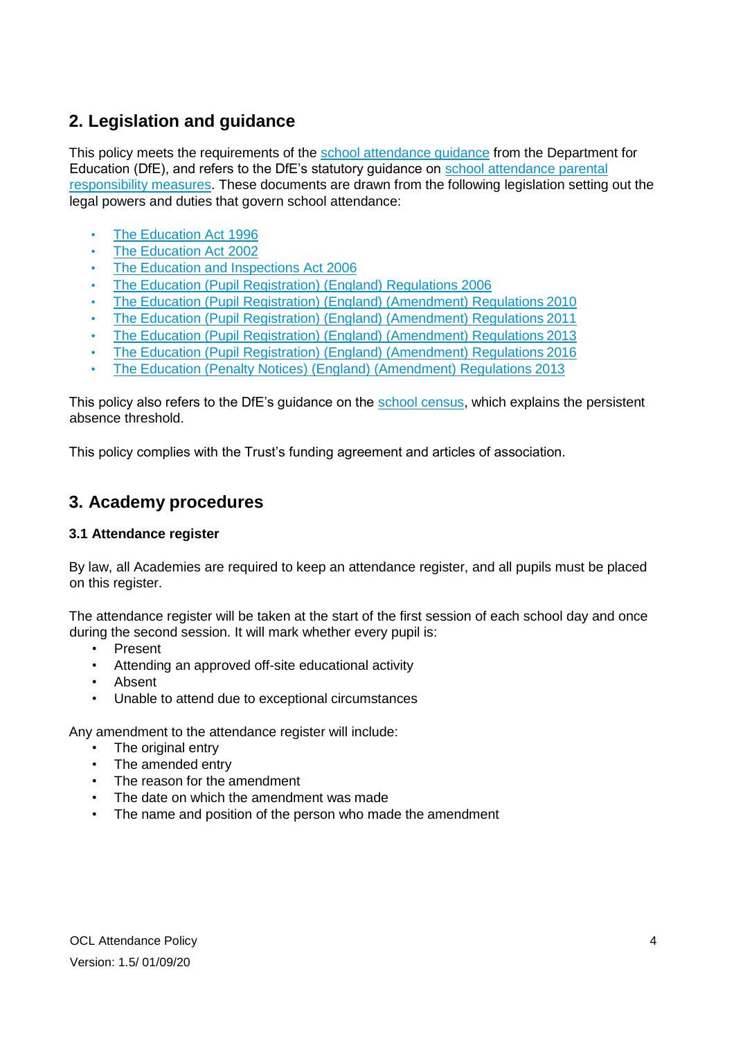## 2. Legislation and guidance

This policy meets the requirements of the school attendance guidance from the Department for Education (DfE), and refers to the DfE's statutory guidance on school attendance parental responsibility measures. These documents are drawn from the following legislation setting out the legal powers and duties that govern school attendance:

- The Education Act 1996
- The Education Act 2002
- The Education and Inspections Act 2006
- The Education (Pupil Registration) (England) Regulations 2006
- The Education (Pupil Registration) (England) (Amendment) Regulations 2010
- The Education (Pupil Registration) (England) (Amendment) Regulations 2011
- The Education (Pupil Registration) (England) (Amendment) Regulations 2013
- The Education (Pupil Registration) (England) (Amendment) Regulations 2016
- The Education (Penalty Notices) (England) (Amendment) Regulations 2013

This policy also refers to the DfE's guidance on the school census, which explains the persistent absence threshold.

This policy complies with the Trust's funding agreement and articles of association.

## 3. Academy procedures

### 3.1 Attendance register

By law, all Academies are required to keep an attendance register, and all pupils must be placed on this register.

The attendance register will be taken at the start of the first session of each school day and once during the second session. It will mark whether every pupil is:

- Present
- Attending an approved off-site educational activity
- Absent
- Unable to attend due to exceptional circumstances

Any amendment to the attendance register will include:

- The original entry
- The amended entry
- The reason for the amendment
- The date on which the amendment was made
- The name and position of the person who made the amendment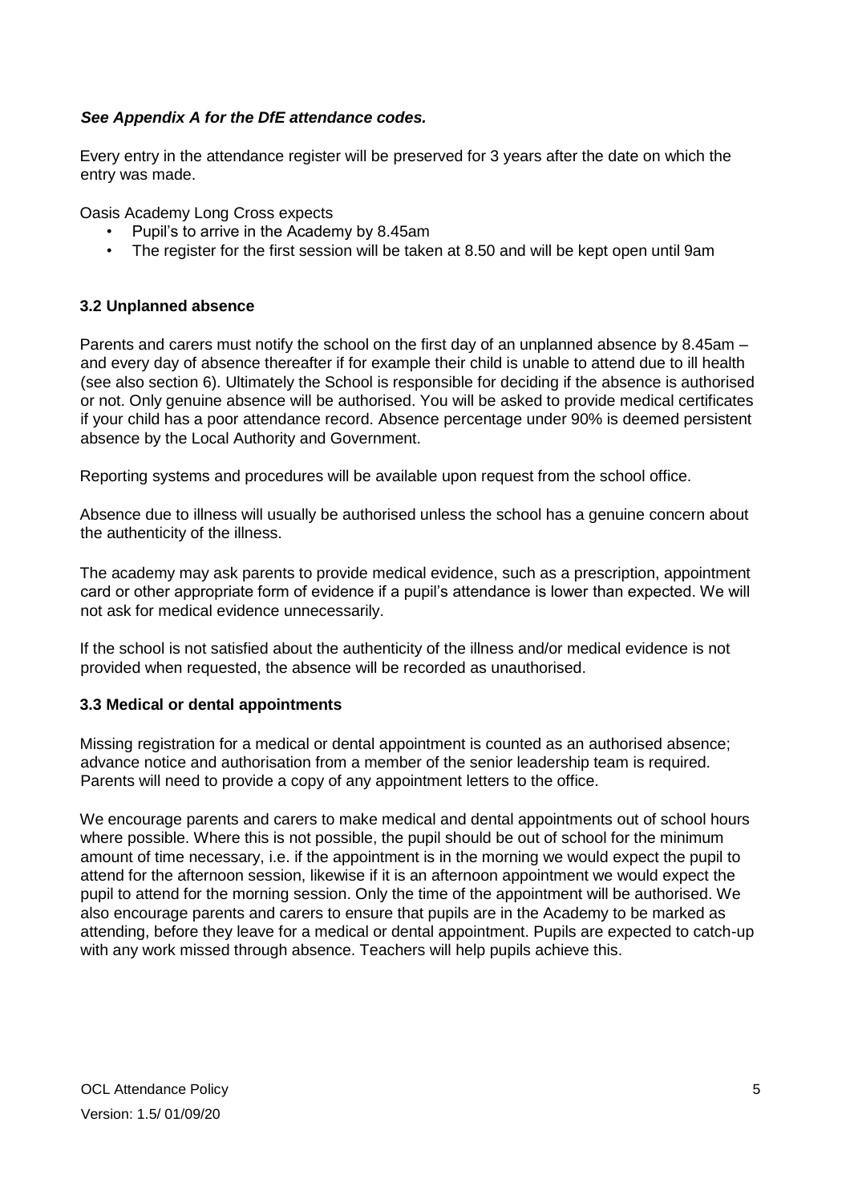***See Appendix A for the DfE attendance codes.***

Every entry in the attendance register will be preserved for 3 years after the date on which the entry was made.

Oasis Academy Long Cross expects

- Pupil's to arrive in the Academy by 8.45am
- The register for the first session will be taken at 8.50 and will be kept open until 9am

### 3.2 Unplanned absence

Parents and carers must notify the school on the first day of an unplanned absence by 8.45am – and every day of absence thereafter if for example their child is unable to attend due to ill health (see also section 6). Ultimately the School is responsible for deciding if the absence is authorised or not. Only genuine absence will be authorised. You will be asked to provide medical certificates if your child has a poor attendance record. Absence percentage under 90% is deemed persistent absence by the Local Authority and Government.

Reporting systems and procedures will be available upon request from the school office.

Absence due to illness will usually be authorised unless the school has a genuine concern about the authenticity of the illness.

The academy may ask parents to provide medical evidence, such as a prescription, appointment card or other appropriate form of evidence if a pupil's attendance is lower than expected. We will not ask for medical evidence unnecessarily.

If the school is not satisfied about the authenticity of the illness and/or medical evidence is not provided when requested, the absence will be recorded as unauthorised.

### 3.3 Medical or dental appointments

Missing registration for a medical or dental appointment is counted as an authorised absence; advance notice and authorisation from a member of the senior leadership team is required. Parents will need to provide a copy of any appointment letters to the office.

We encourage parents and carers to make medical and dental appointments out of school hours where possible. Where this is not possible, the pupil should be out of school for the minimum amount of time necessary, i.e. if the appointment is in the morning we would expect the pupil to attend for the afternoon session, likewise if it is an afternoon appointment we would expect the pupil to attend for the morning session. Only the time of the appointment will be authorised. We also encourage parents and carers to ensure that pupils are in the Academy to be marked as attending, before they leave for a medical or dental appointment. Pupils are expected to catch-up with any work missed through absence. Teachers will help pupils achieve this.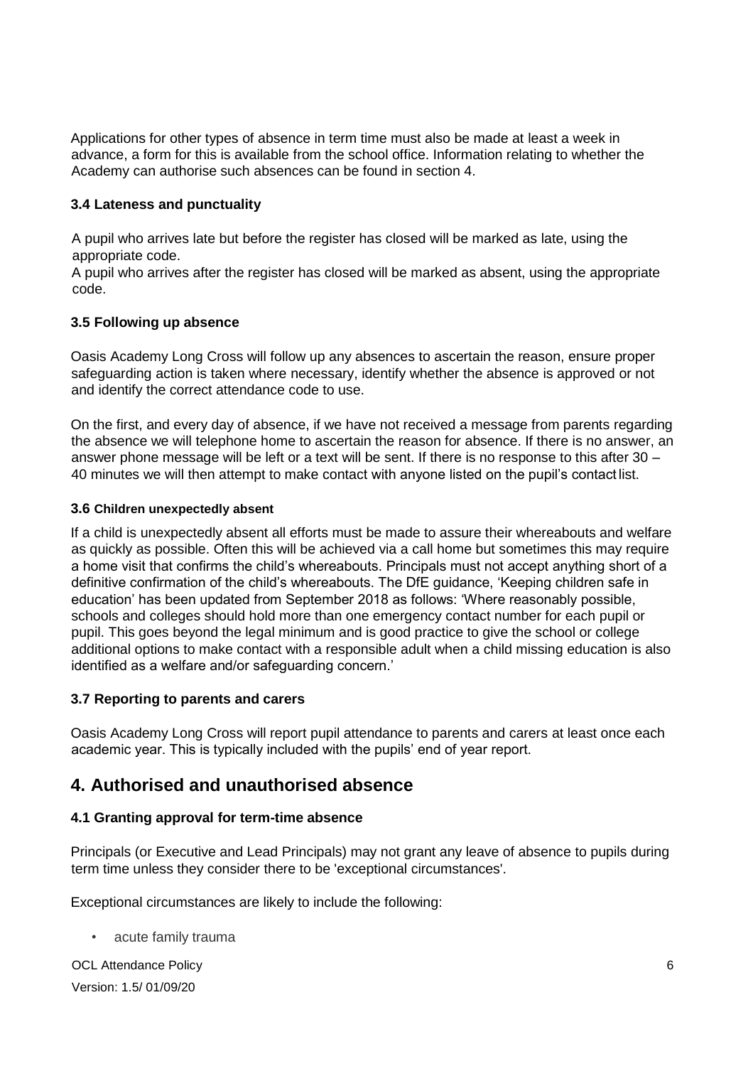Applications for other types of absence in term time must also be made at least a week in advance, a form for this is available from the school office. Information relating to whether the Academy can authorise such absences can be found in section 4.

### 3.4 Lateness and punctuality

A pupil who arrives late but before the register has closed will be marked as late, using the appropriate code.
A pupil who arrives after the register has closed will be marked as absent, using the appropriate code.

### 3.5 Following up absence

Oasis Academy Long Cross will follow up any absences to ascertain the reason, ensure proper safeguarding action is taken where necessary, identify whether the absence is approved or not and identify the correct attendance code to use.

On the first, and every day of absence, if we have not received a message from parents regarding the absence we will telephone home to ascertain the reason for absence. If there is no answer, an answer phone message will be left or a text will be sent. If there is no response to this after 30 – 40 minutes we will then attempt to make contact with anyone listed on the pupil's contact list.

### 3.6 Children unexpectedly absent

If a child is unexpectedly absent all efforts must be made to assure their whereabouts and welfare as quickly as possible. Often this will be achieved via a call home but sometimes this may require a home visit that confirms the child's whereabouts. Principals must not accept anything short of a definitive confirmation of the child's whereabouts. The DfE guidance, 'Keeping children safe in education' has been updated from September 2018 as follows: 'Where reasonably possible, schools and colleges should hold more than one emergency contact number for each pupil or pupil. This goes beyond the legal minimum and is good practice to give the school or college additional options to make contact with a responsible adult when a child missing education is also identified as a welfare and/or safeguarding concern.'

### 3.7 Reporting to parents and carers

Oasis Academy Long Cross will report pupil attendance to parents and carers at least once each academic year. This is typically included with the pupils' end of year report.

## 4. Authorised and unauthorised absence

### 4.1 Granting approval for term-time absence

Principals (or Executive and Lead Principals) may not grant any leave of absence to pupils during term time unless they consider there to be 'exceptional circumstances'.

Exceptional circumstances are likely to include the following:

- acute family trauma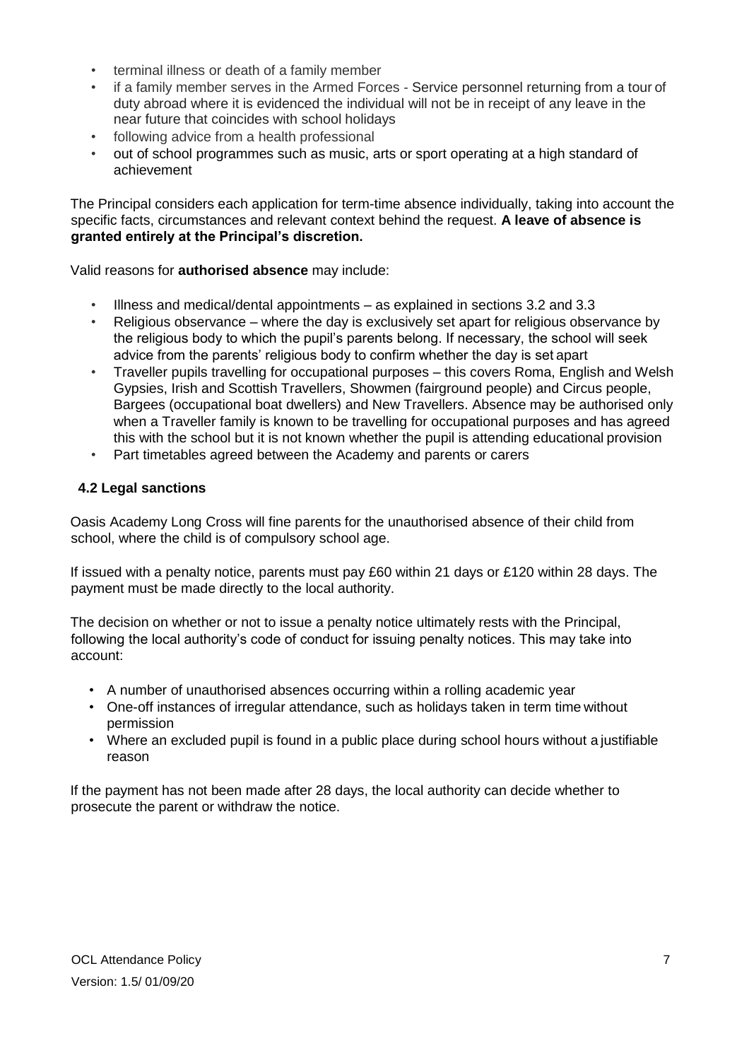- terminal illness or death of a family member
- if a family member serves in the Armed Forces - Service personnel returning from a tour of duty abroad where it is evidenced the individual will not be in receipt of any leave in the near future that coincides with school holidays
- following advice from a health professional
- out of school programmes such as music, arts or sport operating at a high standard of achievement

The Principal considers each application for term-time absence individually, taking into account the specific facts, circumstances and relevant context behind the request. **A leave of absence is granted entirely at the Principal's discretion.**

Valid reasons for **authorised absence** may include:

- Illness and medical/dental appointments – as explained in sections 3.2 and 3.3
- Religious observance – where the day is exclusively set apart for religious observance by the religious body to which the pupil's parents belong. If necessary, the school will seek advice from the parents' religious body to confirm whether the day is set apart
- Traveller pupils travelling for occupational purposes – this covers Roma, English and Welsh Gypsies, Irish and Scottish Travellers, Showmen (fairground people) and Circus people, Bargees (occupational boat dwellers) and New Travellers. Absence may be authorised only when a Traveller family is known to be travelling for occupational purposes and has agreed this with the school but it is not known whether the pupil is attending educational provision
- Part timetables agreed between the Academy and parents or carers

### 4.2 Legal sanctions

Oasis Academy Long Cross will fine parents for the unauthorised absence of their child from school, where the child is of compulsory school age.

If issued with a penalty notice, parents must pay £60 within 21 days or £120 within 28 days. The payment must be made directly to the local authority.

The decision on whether or not to issue a penalty notice ultimately rests with the Principal, following the local authority's code of conduct for issuing penalty notices. This may take into account:

- A number of unauthorised absences occurring within a rolling academic year
- One-off instances of irregular attendance, such as holidays taken in term time without permission
- Where an excluded pupil is found in a public place during school hours without a justifiable reason

If the payment has not been made after 28 days, the local authority can decide whether to prosecute the parent or withdraw the notice.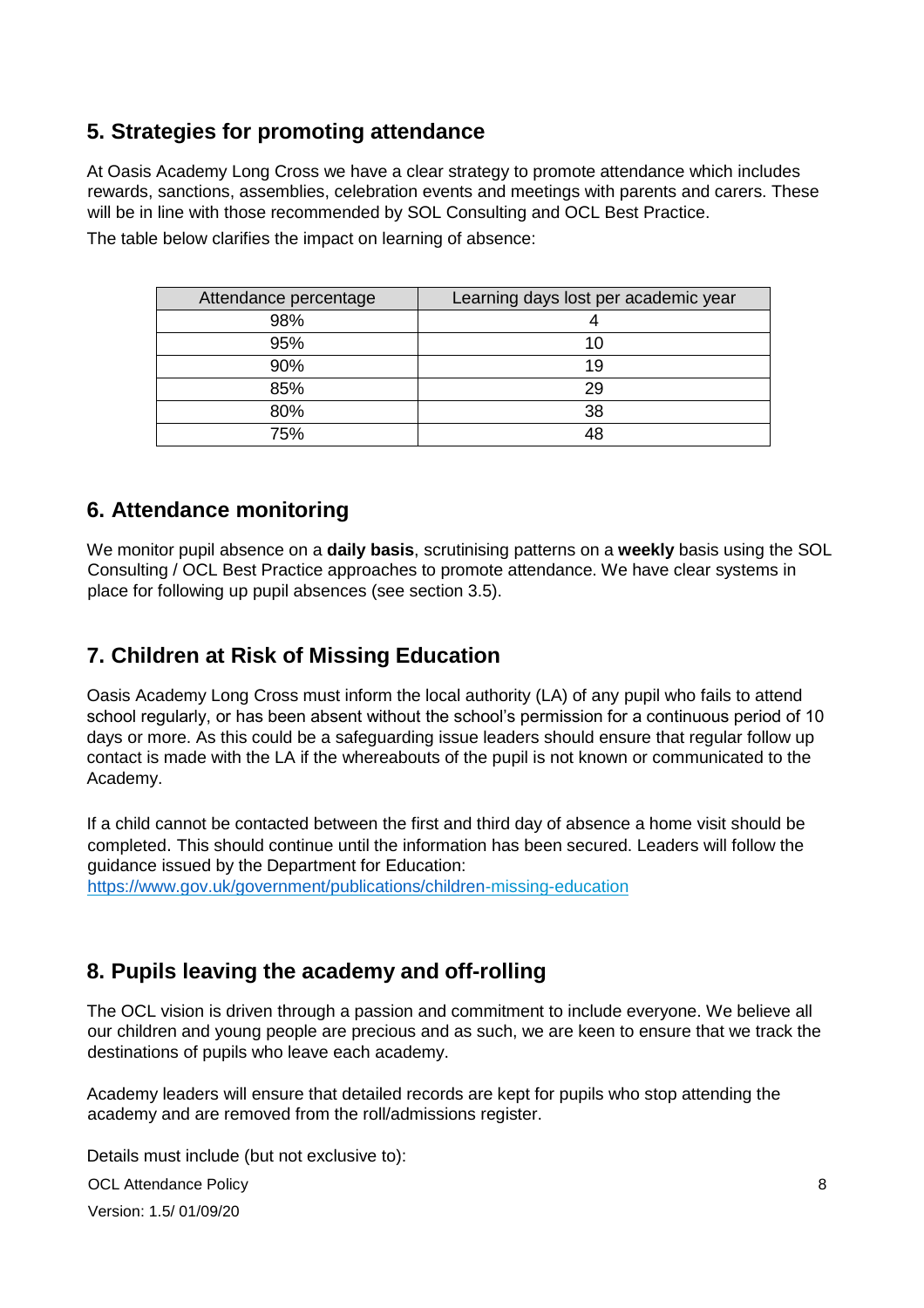## 5. Strategies for promoting attendance

At Oasis Academy Long Cross we have a clear strategy to promote attendance which includes rewards, sanctions, assemblies, celebration events and meetings with parents and carers. These will be in line with those recommended by SOL Consulting and OCL Best Practice.

The table below clarifies the impact on learning of absence:

| Attendance percentage | Learning days lost per academic year |
| --- | --- |
| 98% | 4 |
| 95% | 10 |
| 90% | 19 |
| 85% | 29 |
| 80% | 38 |
| 75% | 48 |

## 6. Attendance monitoring

We monitor pupil absence on a **daily basis**, scrutinising patterns on a **weekly** basis using the SOL Consulting / OCL Best Practice approaches to promote attendance. We have clear systems in place for following up pupil absences (see section 3.5).

## 7. Children at Risk of Missing Education

Oasis Academy Long Cross must inform the local authority (LA) of any pupil who fails to attend school regularly, or has been absent without the school's permission for a continuous period of 10 days or more. As this could be a safeguarding issue leaders should ensure that regular follow up contact is made with the LA if the whereabouts of the pupil is not known or communicated to the Academy.

If a child cannot be contacted between the first and third day of absence a home visit should be completed. This should continue until the information has been secured. Leaders will follow the guidance issued by the Department for Education:
https://www.gov.uk/government/publications/children-missing-education

## 8. Pupils leaving the academy and off-rolling

The OCL vision is driven through a passion and commitment to include everyone. We believe all our children and young people are precious and as such, we are keen to ensure that we track the destinations of pupils who leave each academy.

Academy leaders will ensure that detailed records are kept for pupils who stop attending the academy and are removed from the roll/admissions register.

Details must include (but not exclusive to):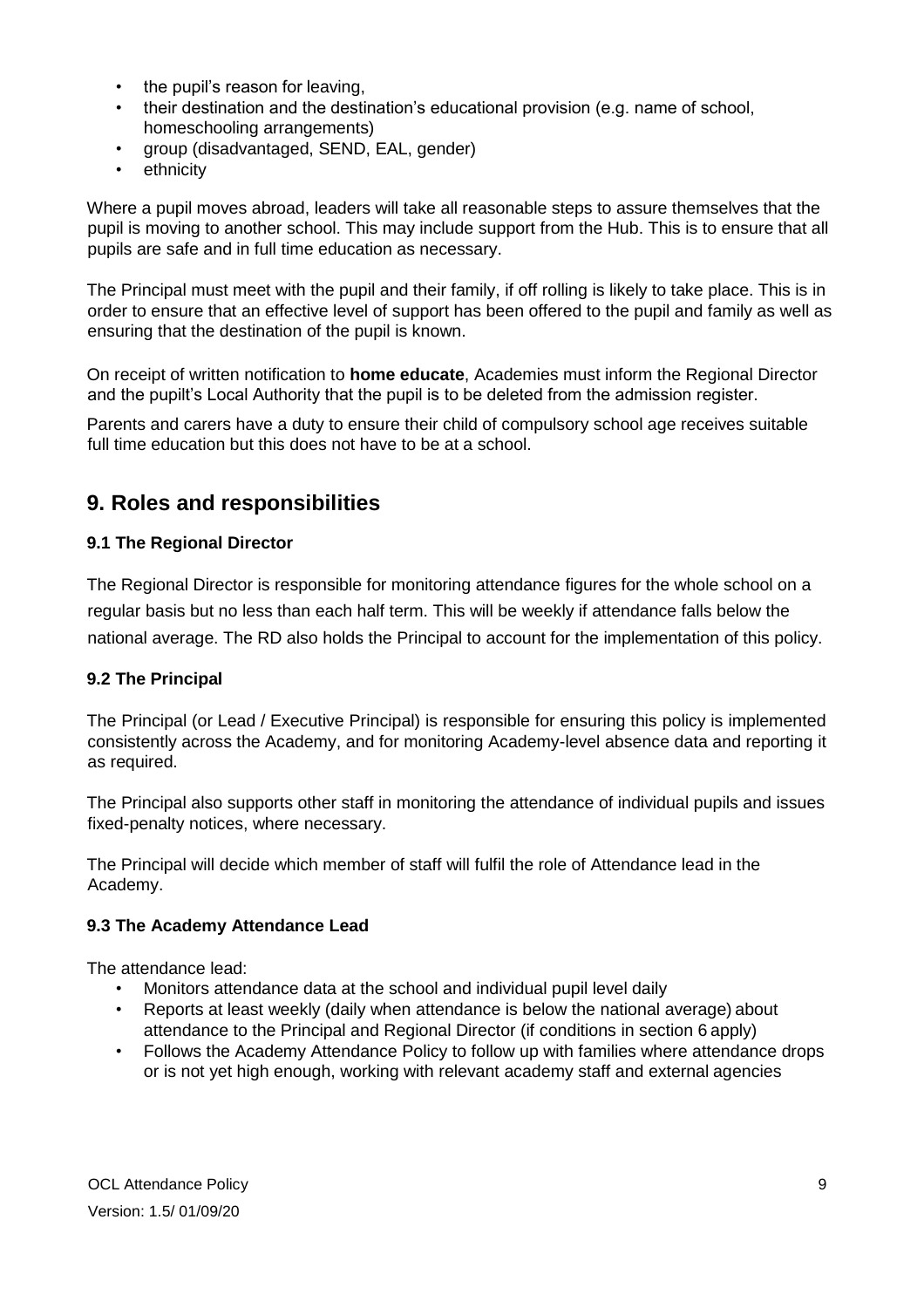- the pupil's reason for leaving,
- their destination and the destination's educational provision (e.g. name of school, homeschooling arrangements)
- group (disadvantaged, SEND, EAL, gender)
- ethnicity

Where a pupil moves abroad, leaders will take all reasonable steps to assure themselves that the pupil is moving to another school. This may include support from the Hub. This is to ensure that all pupils are safe and in full time education as necessary.

The Principal must meet with the pupil and their family, if off rolling is likely to take place. This is in order to ensure that an effective level of support has been offered to the pupil and family as well as ensuring that the destination of the pupil is known.

On receipt of written notification to **home educate**, Academies must inform the Regional Director and the pupilt's Local Authority that the pupil is to be deleted from the admission register.

Parents and carers have a duty to ensure their child of compulsory school age receives suitable full time education but this does not have to be at a school.

## 9. Roles and responsibilities

### 9.1 The Regional Director

The Regional Director is responsible for monitoring attendance figures for the whole school on a regular basis but no less than each half term. This will be weekly if attendance falls below the national average. The RD also holds the Principal to account for the implementation of this policy.

### 9.2 The Principal

The Principal (or Lead / Executive Principal) is responsible for ensuring this policy is implemented consistently across the Academy, and for monitoring Academy-level absence data and reporting it as required.

The Principal also supports other staff in monitoring the attendance of individual pupils and issues fixed-penalty notices, where necessary.

The Principal will decide which member of staff will fulfil the role of Attendance lead in the Academy.

### 9.3 The Academy Attendance Lead

The attendance lead:

- Monitors attendance data at the school and individual pupil level daily
- Reports at least weekly (daily when attendance is below the national average) about attendance to the Principal and Regional Director (if conditions in section 6 apply)
- Follows the Academy Attendance Policy to follow up with families where attendance drops or is not yet high enough, working with relevant academy staff and external agencies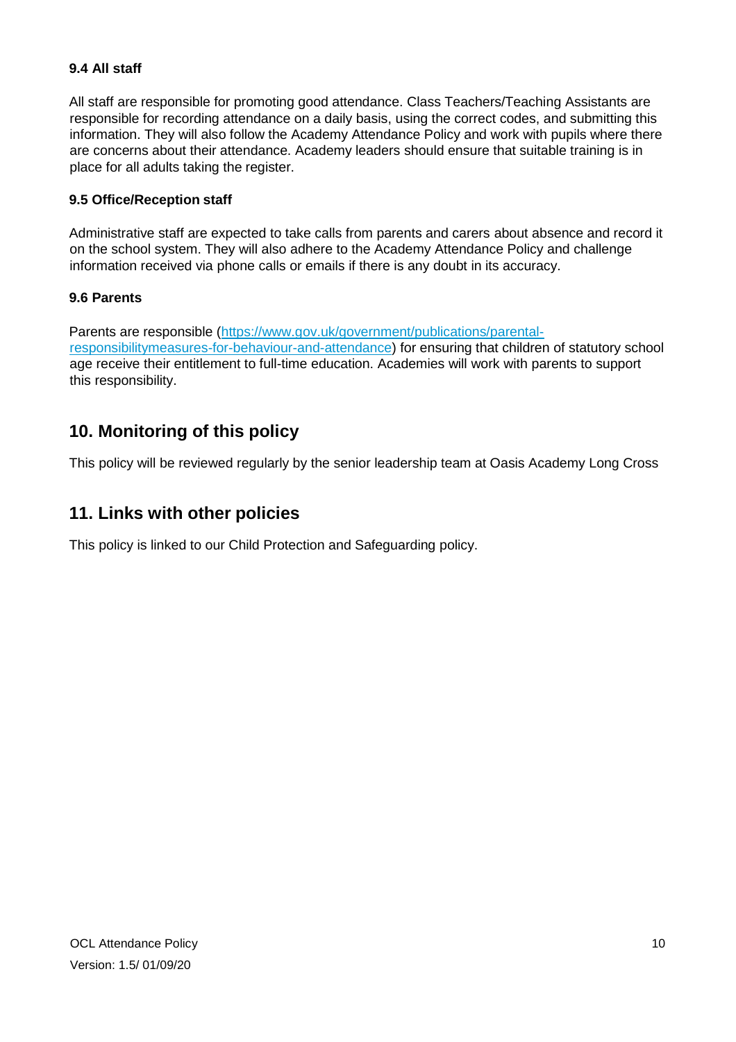### 9.4 All staff

All staff are responsible for promoting good attendance. Class Teachers/Teaching Assistants are responsible for recording attendance on a daily basis, using the correct codes, and submitting this information. They will also follow the Academy Attendance Policy and work with pupils where there are concerns about their attendance. Academy leaders should ensure that suitable training is in place for all adults taking the register.

### 9.5 Office/Reception staff

Administrative staff are expected to take calls from parents and carers about absence and record it on the school system. They will also adhere to the Academy Attendance Policy and challenge information received via phone calls or emails if there is any doubt in its accuracy.

### 9.6 Parents

Parents are responsible ([https://www.gov.uk/government/publications/parental-responsibilitymeasures-for-behaviour-and-attendance](https://www.gov.uk/government/publications/parental-responsibilitymeasures-for-behaviour-and-attendance)) for ensuring that children of statutory school age receive their entitlement to full-time education. Academies will work with parents to support this responsibility.

## 10. Monitoring of this policy

This policy will be reviewed regularly by the senior leadership team at Oasis Academy Long Cross

## 11. Links with other policies

This policy is linked to our Child Protection and Safeguarding policy.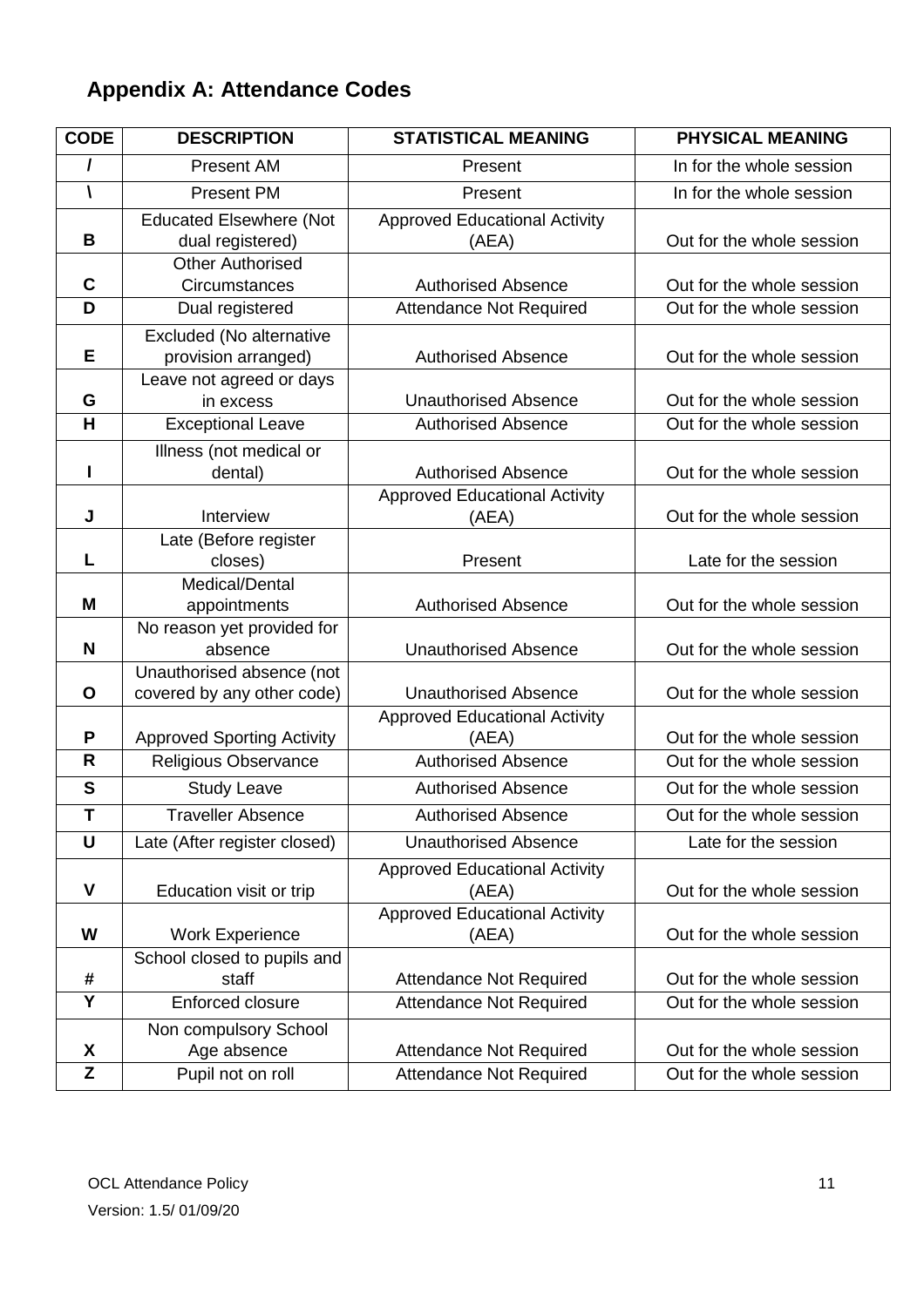## Appendix A: Attendance Codes

| CODE | DESCRIPTION | STATISTICAL MEANING | PHYSICAL MEANING |
|---|---|---|---|
| / | Present AM | Present | In for the whole session |
| \ | Present PM | Present | In for the whole session |
| B | Educated Elsewhere (Not dual registered) | Approved Educational Activity (AEA) | Out for the whole session |
| C | Other Authorised Circumstances | Authorised Absence | Out for the whole session |
| D | Dual registered | Attendance Not Required | Out for the whole session |
| E | Excluded (No alternative provision arranged) | Authorised Absence | Out for the whole session |
| G | Leave not agreed or days in excess | Unauthorised Absence | Out for the whole session |
| H | Exceptional Leave | Authorised Absence | Out for the whole session |
| I | Illness (not medical or dental) | Authorised Absence | Out for the whole session |
| J | Interview | Approved Educational Activity (AEA) | Out for the whole session |
| L | Late (Before register closes) | Present | Late for the session |
| M | Medical/Dental appointments | Authorised Absence | Out for the whole session |
| N | No reason yet provided for absence | Unauthorised Absence | Out for the whole session |
| O | Unauthorised absence (not covered by any other code) | Unauthorised Absence | Out for the whole session |
| P | Approved Sporting Activity | Approved Educational Activity (AEA) | Out for the whole session |
| R | Religious Observance | Authorised Absence | Out for the whole session |
| S | Study Leave | Authorised Absence | Out for the whole session |
| T | Traveller Absence | Authorised Absence | Out for the whole session |
| U | Late (After register closed) | Unauthorised Absence | Late for the session |
| V | Education visit or trip | Approved Educational Activity (AEA) | Out for the whole session |
| W | Work Experience | Approved Educational Activity (AEA) | Out for the whole session |
| # | School closed to pupils and staff | Attendance Not Required | Out for the whole session |
| Y | Enforced closure | Attendance Not Required | Out for the whole session |
| X | Non compulsory School Age absence | Attendance Not Required | Out for the whole session |
| Z | Pupil not on roll | Attendance Not Required | Out for the whole session |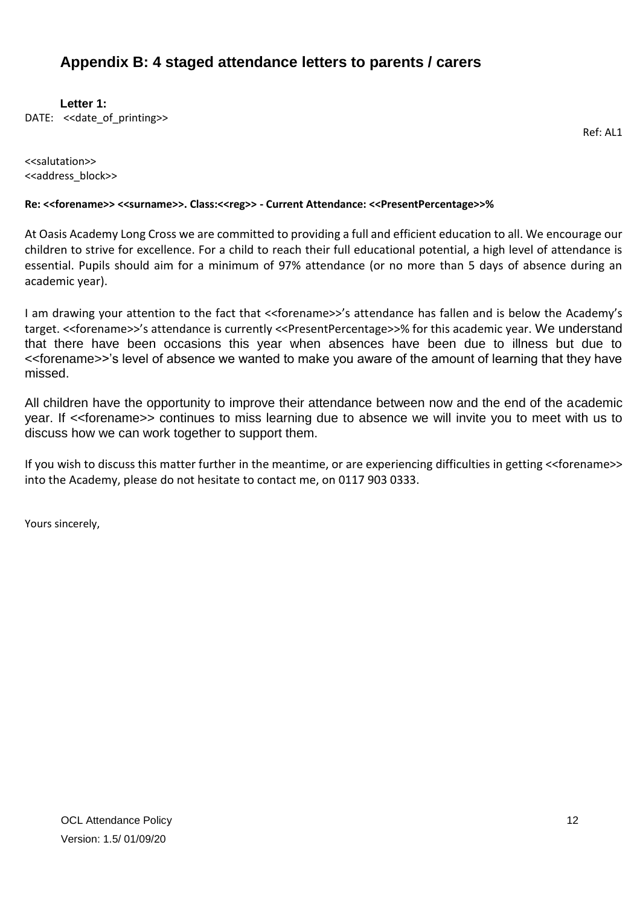## Appendix B: 4 staged attendance letters to parents / carers

**Letter 1:**

DATE: <<date_of_printing>>

Ref: AL1

<<salutation>>
<<address_block>>

**Re: <<forename>> <<surname>>. Class:<<reg>> - Current Attendance: <<PresentPercentage>>%**

At Oasis Academy Long Cross we are committed to providing a full and efficient education to all. We encourage our children to strive for excellence. For a child to reach their full educational potential, a high level of attendance is essential. Pupils should aim for a minimum of 97% attendance (or no more than 5 days of absence during an academic year).

I am drawing your attention to the fact that <<forename>>'s attendance has fallen and is below the Academy's target. <<forename>>'s attendance is currently <<PresentPercentage>>% for this academic year. We understand that there have been occasions this year when absences have been due to illness but due to <<forename>>'s level of absence we wanted to make you aware of the amount of learning that they have missed.

All children have the opportunity to improve their attendance between now and the end of the academic year. If <<forename>> continues to miss learning due to absence we will invite you to meet with us to discuss how we can work together to support them.

If you wish to discuss this matter further in the meantime, or are experiencing difficulties in getting <<forename>> into the Academy, please do not hesitate to contact me, on 0117 903 0333.

Yours sincerely,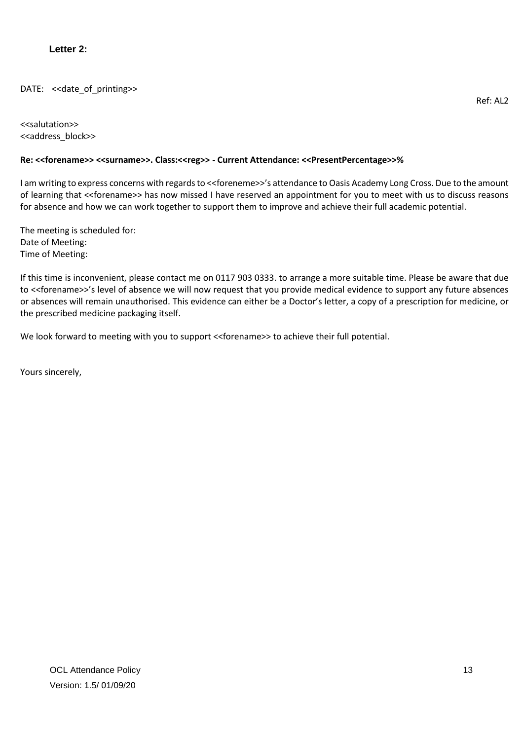**Letter 2:**

DATE: <<date_of_printing>>

Ref: AL2

<<salutation>>
<<address_block>>

**Re: <<forename>> <<surname>>. Class:<<reg>> - Current Attendance: <<PresentPercentage>>%**

I am writing to express concerns with regards to <<foreneme>>'s attendance to Oasis Academy Long Cross. Due to the amount of learning that <<forename>> has now missed I have reserved an appointment for you to meet with us to discuss reasons for absence and how we can work together to support them to improve and achieve their full academic potential.

The meeting is scheduled for:
Date of Meeting:
Time of Meeting:

If this time is inconvenient, please contact me on 0117 903 0333. to arrange a more suitable time. Please be aware that due to <<forename>>'s level of absence we will now request that you provide medical evidence to support any future absences or absences will remain unauthorised. This evidence can either be a Doctor's letter, a copy of a prescription for medicine, or the prescribed medicine packaging itself.

We look forward to meeting with you to support <<forename>> to achieve their full potential.

Yours sincerely,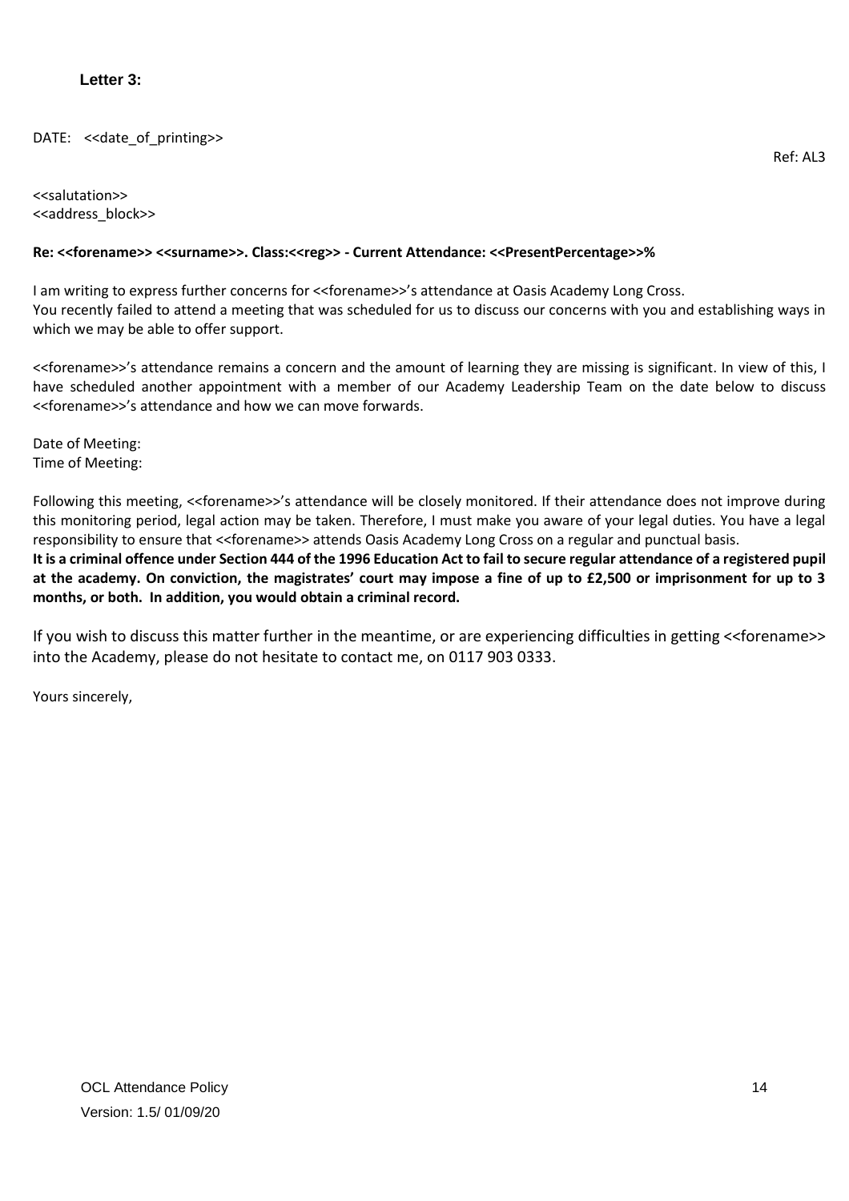**Letter 3:**

DATE: <<date_of_printing>>

Ref: AL3

<<salutation>>
<<address_block>>

**Re: <<forename>> <<surname>>. Class:<<reg>> - Current Attendance: <<PresentPercentage>>%**

I am writing to express further concerns for <<forename>>'s attendance at Oasis Academy Long Cross.
You recently failed to attend a meeting that was scheduled for us to discuss our concerns with you and establishing ways in which we may be able to offer support.

<<forename>>'s attendance remains a concern and the amount of learning they are missing is significant. In view of this, I have scheduled another appointment with a member of our Academy Leadership Team on the date below to discuss <<forename>>'s attendance and how we can move forwards.

Date of Meeting:
Time of Meeting:

Following this meeting, <<forename>>'s attendance will be closely monitored. If their attendance does not improve during this monitoring period, legal action may be taken. Therefore, I must make you aware of your legal duties. You have a legal responsibility to ensure that <<forename>> attends Oasis Academy Long Cross on a regular and punctual basis.
**It is a criminal offence under Section 444 of the 1996 Education Act to fail to secure regular attendance of a registered pupil at the academy. On conviction, the magistrates' court may impose a fine of up to £2,500 or imprisonment for up to 3 months, or both. In addition, you would obtain a criminal record.**

If you wish to discuss this matter further in the meantime, or are experiencing difficulties in getting <<forename>> into the Academy, please do not hesitate to contact me, on 0117 903 0333.

Yours sincerely,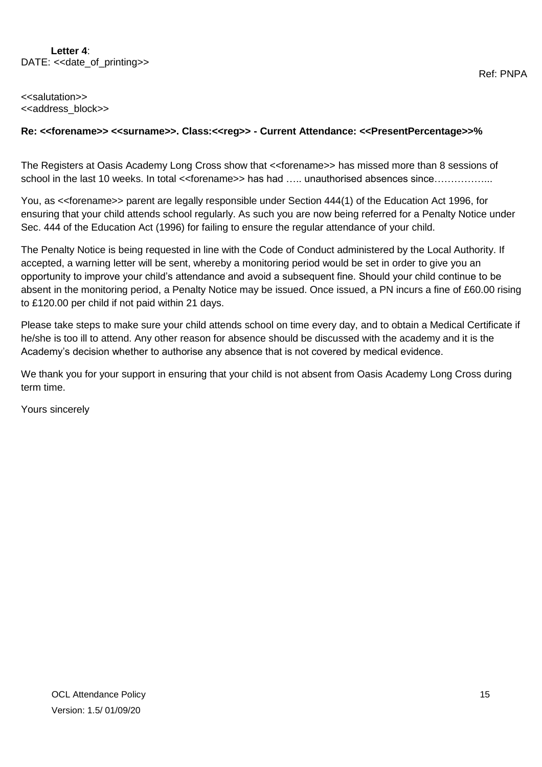**Letter 4**:

DATE: <<date_of_printing>>

Ref: PNPA

<<salutation>>
<<address_block>>

**Re: <<forename>> <<surname>>. Class:<<reg>> - Current Attendance: <<PresentPercentage>>%**

The Registers at Oasis Academy Long Cross show that <<forename>> has missed more than 8 sessions of school in the last 10 weeks. In total <<forename>> has had ….. unauthorised absences since……………...

You, as <<forename>> parent are legally responsible under Section 444(1) of the Education Act 1996, for ensuring that your child attends school regularly. As such you are now being referred for a Penalty Notice under Sec. 444 of the Education Act (1996) for failing to ensure the regular attendance of your child.

The Penalty Notice is being requested in line with the Code of Conduct administered by the Local Authority. If accepted, a warning letter will be sent, whereby a monitoring period would be set in order to give you an opportunity to improve your child's attendance and avoid a subsequent fine. Should your child continue to be absent in the monitoring period, a Penalty Notice may be issued. Once issued, a PN incurs a fine of £60.00 rising to £120.00 per child if not paid within 21 days.

Please take steps to make sure your child attends school on time every day, and to obtain a Medical Certificate if he/she is too ill to attend. Any other reason for absence should be discussed with the academy and it is the Academy's decision whether to authorise any absence that is not covered by medical evidence.

We thank you for your support in ensuring that your child is not absent from Oasis Academy Long Cross during term time.

Yours sincerely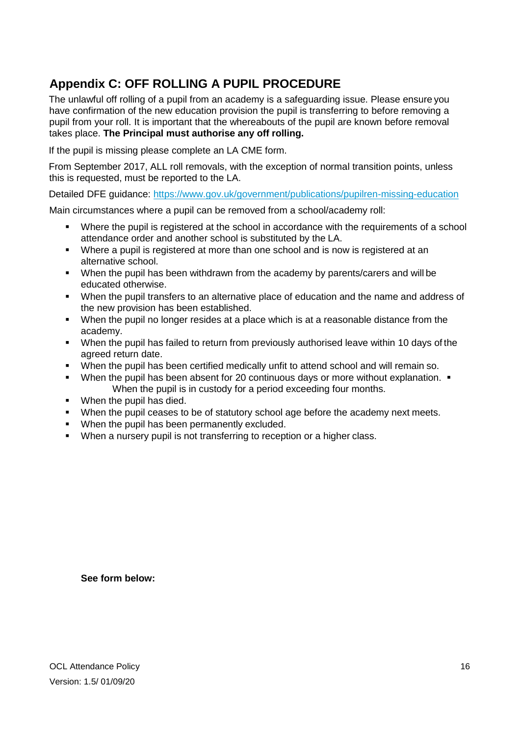## Appendix C: OFF ROLLING A PUPIL PROCEDURE

The unlawful off rolling of a pupil from an academy is a safeguarding issue. Please ensure you have confirmation of the new education provision the pupil is transferring to before removing a pupil from your roll. It is important that the whereabouts of the pupil are known before removal takes place. **The Principal must authorise any off rolling.**

If the pupil is missing please complete an LA CME form.

From September 2017, ALL roll removals, with the exception of normal transition points, unless this is requested, must be reported to the LA.

Detailed DFE guidance: [https://www.gov.uk/government/publications/pupilren-missing-education](https://www.gov.uk/government/publications/pupilren-missing-education)

Main circumstances where a pupil can be removed from a school/academy roll:

- Where the pupil is registered at the school in accordance with the requirements of a school attendance order and another school is substituted by the LA.
- Where a pupil is registered at more than one school and is now is registered at an alternative school.
- When the pupil has been withdrawn from the academy by parents/carers and will be educated otherwise.
- When the pupil transfers to an alternative place of education and the name and address of the new provision has been established.
- When the pupil no longer resides at a place which is at a reasonable distance from the academy.
- When the pupil has failed to return from previously authorised leave within 10 days of the agreed return date.
- When the pupil has been certified medically unfit to attend school and will remain so.
- When the pupil has been absent for 20 continuous days or more without explanation.
- When the pupil is in custody for a period exceeding four months.
- When the pupil has died.
- When the pupil ceases to be of statutory school age before the academy next meets.
- When the pupil has been permanently excluded.
- When a nursery pupil is not transferring to reception or a higher class.

**See form below:**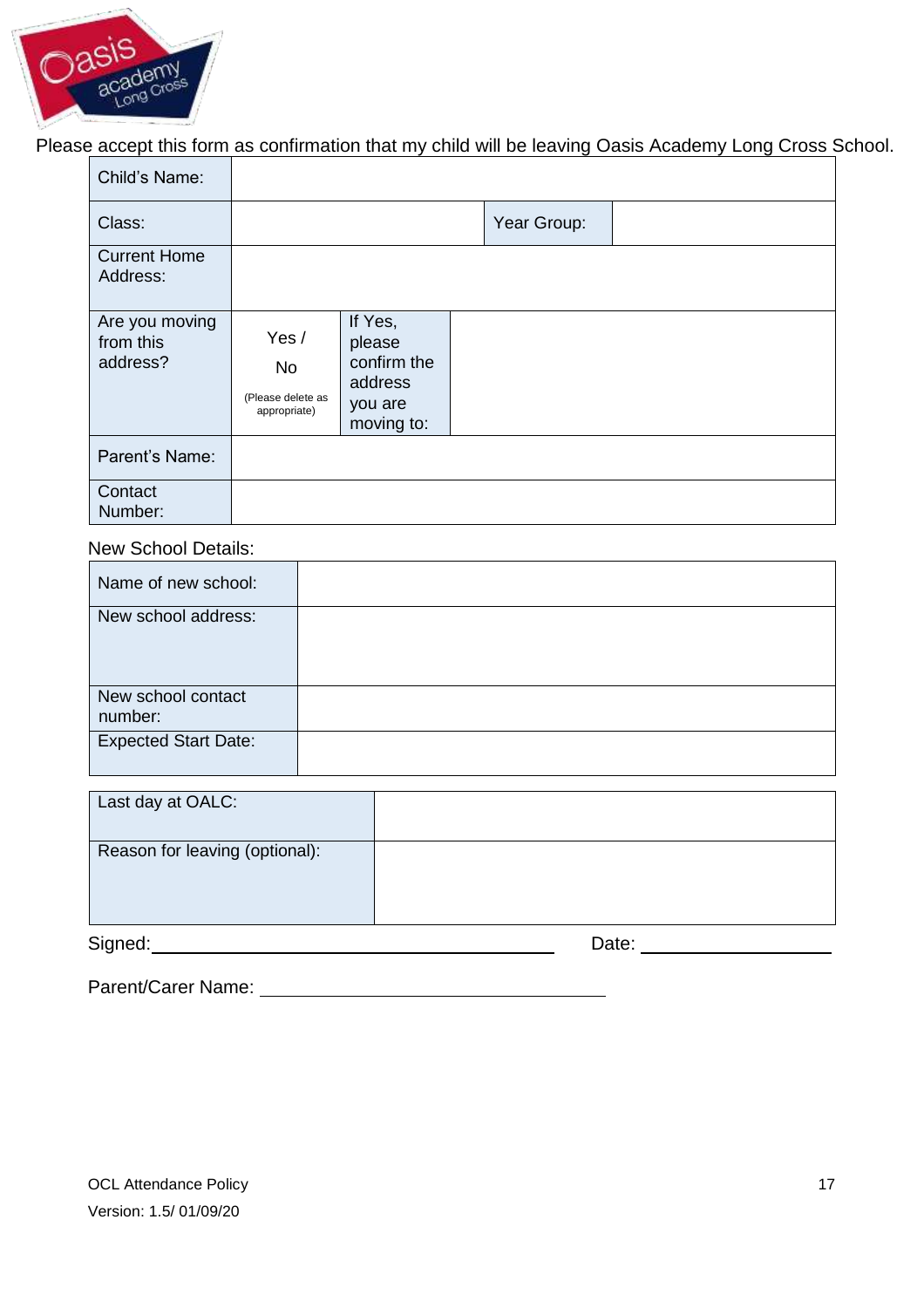Please accept this form as confirmation that my child will be leaving Oasis Academy Long Cross School.

| | | | |
|---|---|---|---|
| Child's Name: | | | |
| Class: | | Year Group: | |
| Current Home Address: | | | |
| Are you moving from this address? | Yes / No (Please delete as appropriate) | If Yes, please confirm the address you are moving to: | |
| Parent's Name: | | | |
| Contact Number: | | | |

New School Details:

| | |
|---|---|
| Name of new school: | |
| New school address: | |
| New school contact number: | |
| Expected Start Date: | |

| | |
|---|---|
| Last day at OALC: | |
| Reason for leaving (optional): | |

Signed: ______________________________ Date: ______________

Parent/Carer Name: ______________________________

OCL Attendance Policy
Version: 1.5/ 01/09/20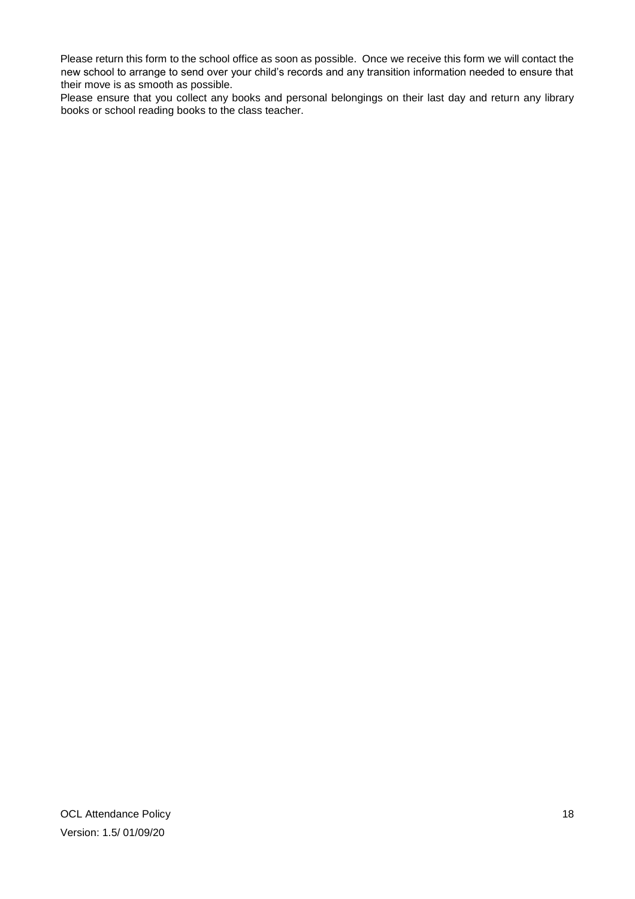Please return this form to the school office as soon as possible. Once we receive this form we will contact the new school to arrange to send over your child's records and any transition information needed to ensure that their move is as smooth as possible.

Please ensure that you collect any books and personal belongings on their last day and return any library books or school reading books to the class teacher.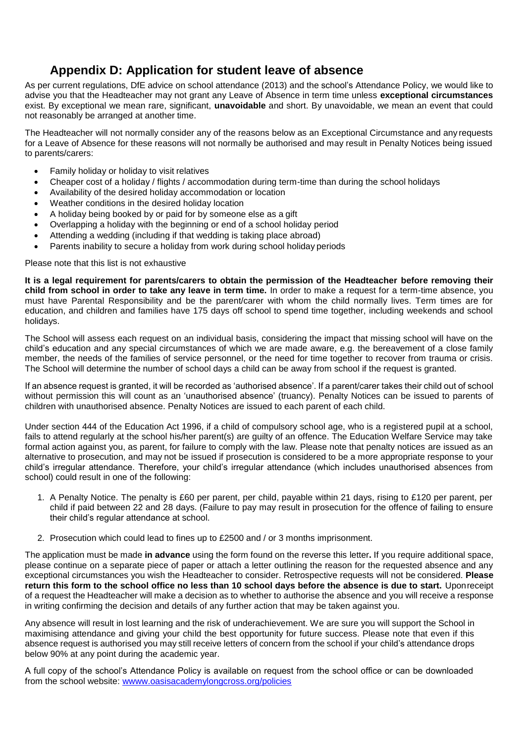# Appendix D: Application for student leave of absence

As per current regulations, DfE advice on school attendance (2013) and the school's Attendance Policy, we would like to advise you that the Headteacher may not grant any Leave of Absence in term time unless **exceptional circumstances** exist. By exceptional we mean rare, significant, **unavoidable** and short. By unavoidable, we mean an event that could not reasonably be arranged at another time.

The Headteacher will not normally consider any of the reasons below as an Exceptional Circumstance and any requests for a Leave of Absence for these reasons will not normally be authorised and may result in Penalty Notices being issued to parents/carers:

- Family holiday or holiday to visit relatives
- Cheaper cost of a holiday / flights / accommodation during term-time than during the school holidays
- Availability of the desired holiday accommodation or location
- Weather conditions in the desired holiday location
- A holiday being booked by or paid for by someone else as a gift
- Overlapping a holiday with the beginning or end of a school holiday period
- Attending a wedding (including if that wedding is taking place abroad)
- Parents inability to secure a holiday from work during school holiday periods

Please note that this list is not exhaustive

**It is a legal requirement for parents/carers to obtain the permission of the Headteacher before removing their child from school in order to take any leave in term time.** In order to make a request for a term-time absence, you must have Parental Responsibility and be the parent/carer with whom the child normally lives. Term times are for education, and children and families have 175 days off school to spend time together, including weekends and school holidays.

The School will assess each request on an individual basis, considering the impact that missing school will have on the child's education and any special circumstances of which we are made aware, e.g. the bereavement of a close family member, the needs of the families of service personnel, or the need for time together to recover from trauma or crisis. The School will determine the number of school days a child can be away from school if the request is granted.

If an absence request is granted, it will be recorded as 'authorised absence'. If a parent/carer takes their child out of school without permission this will count as an 'unauthorised absence' (truancy). Penalty Notices can be issued to parents of children with unauthorised absence. Penalty Notices are issued to each parent of each child.

Under section 444 of the Education Act 1996, if a child of compulsory school age, who is a registered pupil at a school, fails to attend regularly at the school his/her parent(s) are guilty of an offence. The Education Welfare Service may take formal action against you, as parent, for failure to comply with the law. Please note that penalty notices are issued as an alternative to prosecution, and may not be issued if prosecution is considered to be a more appropriate response to your child's irregular attendance. Therefore, your child's irregular attendance (which includes unauthorised absences from school) could result in one of the following:

1. A Penalty Notice. The penalty is £60 per parent, per child, payable within 21 days, rising to £120 per parent, per child if paid between 22 and 28 days. (Failure to pay may result in prosecution for the offence of failing to ensure their child's regular attendance at school.
2. Prosecution which could lead to fines up to £2500 and / or 3 months imprisonment.

The application must be made **in advance** using the form found on the reverse this letter**.** If you require additional space, please continue on a separate piece of paper or attach a letter outlining the reason for the requested absence and any exceptional circumstances you wish the Headteacher to consider. Retrospective requests will not be considered. **Please return this form to the school office no less than 10 school days before the absence is due to start.** Upon receipt of a request the Headteacher will make a decision as to whether to authorise the absence and you will receive a response in writing confirming the decision and details of any further action that may be taken against you.

Any absence will result in lost learning and the risk of underachievement. We are sure you will support the School in maximising attendance and giving your child the best opportunity for future success. Please note that even if this absence request is authorised you may still receive letters of concern from the school if your child's attendance drops below 90% at any point during the academic year.

A full copy of the school's Attendance Policy is available on request from the school office or can be downloaded from the school website: wwww.oasisacademylongcross.org/policies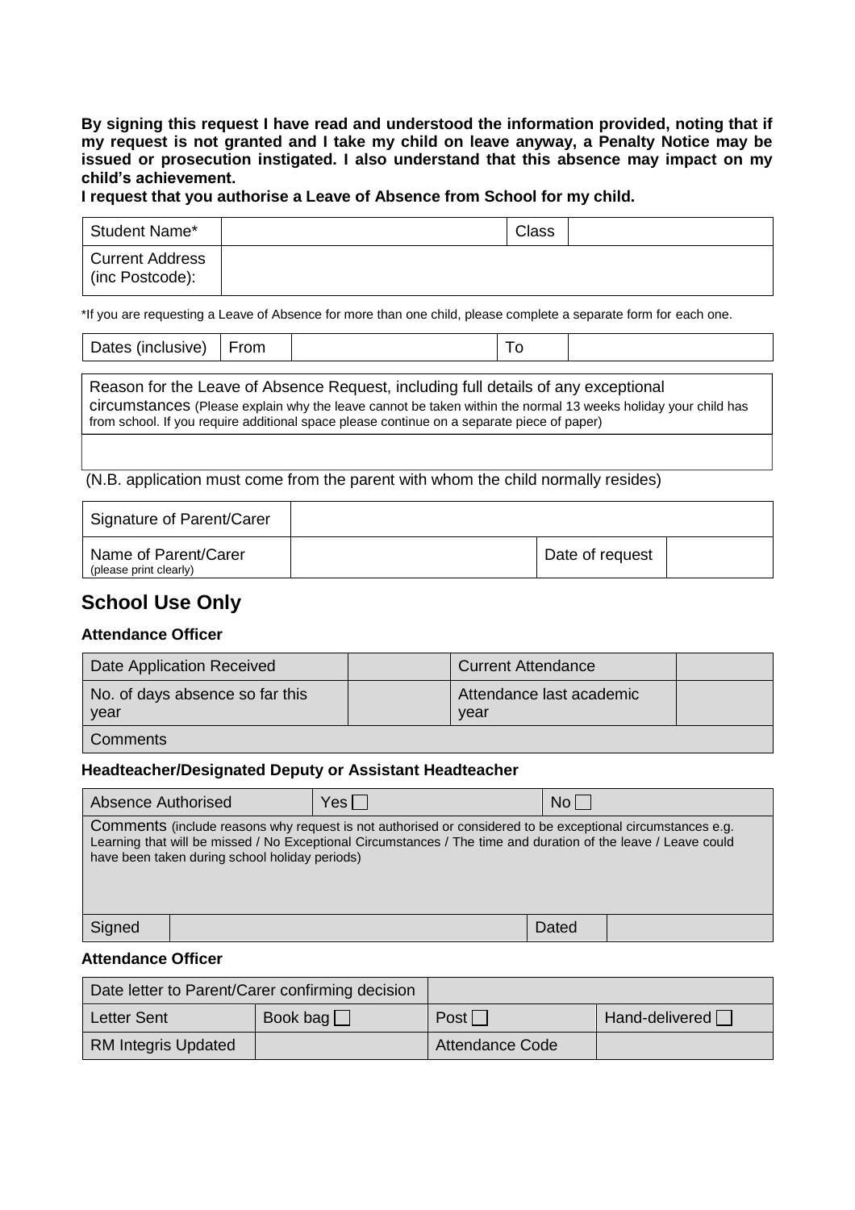**By signing this request I have read and understood the information provided, noting that if my request is not granted and I take my child on leave anyway, a Penalty Notice may be issued or prosecution instigated. I also understand that this absence may impact on my child's achievement.**

**I request that you authorise a Leave of Absence from School for my child.**

| | | | |
|---|---|---|---|
| Student Name* | | Class | |
| Current Address (inc Postcode): | | | |

*If you are requesting a Leave of Absence for more than one child, please complete a separate form for each one.

| | | | | |
|---|---|---|---|---|
| Dates (inclusive) | From | | To | |

| |
|---|
| Reason for the Leave of Absence Request, including full details of any exceptional circumstances (Please explain why the leave cannot be taken within the normal 13 weeks holiday your child has from school. If you require additional space please continue on a separate piece of paper) |
| |

(N.B. application must come from the parent with whom the child normally resides)

| | | | |
|---|---|---|---|
| Signature of Parent/Carer | | | |
| Name of Parent/Carer (please print clearly) | | Date of request | |

## School Use Only

### Attendance Officer

| | | | |
|---|---|---|---|
| Date Application Received | | Current Attendance | |
| No. of days absence so far this year | | Attendance last academic year | |
| Comments | | | |

### Headteacher/Designated Deputy or Assistant Headteacher

| | | | |
|---|---|---|---|
| Absence Authorised | Yes ☐ | No ☐ | |
| Comments (include reasons why request is not authorised or considered to be exceptional circumstances e.g. Learning that will be missed / No Exceptional Circumstances / The time and duration of the leave / Leave could have been taken during school holiday periods) | | | |
| Signed | | Dated | |

### Attendance Officer

| | | | |
|---|---|---|---|
| Date letter to Parent/Carer confirming decision | | | |
| Letter Sent | Book bag ☐ | Post ☐ | Hand-delivered ☐ |
| RM Integris Updated | | Attendance Code | |